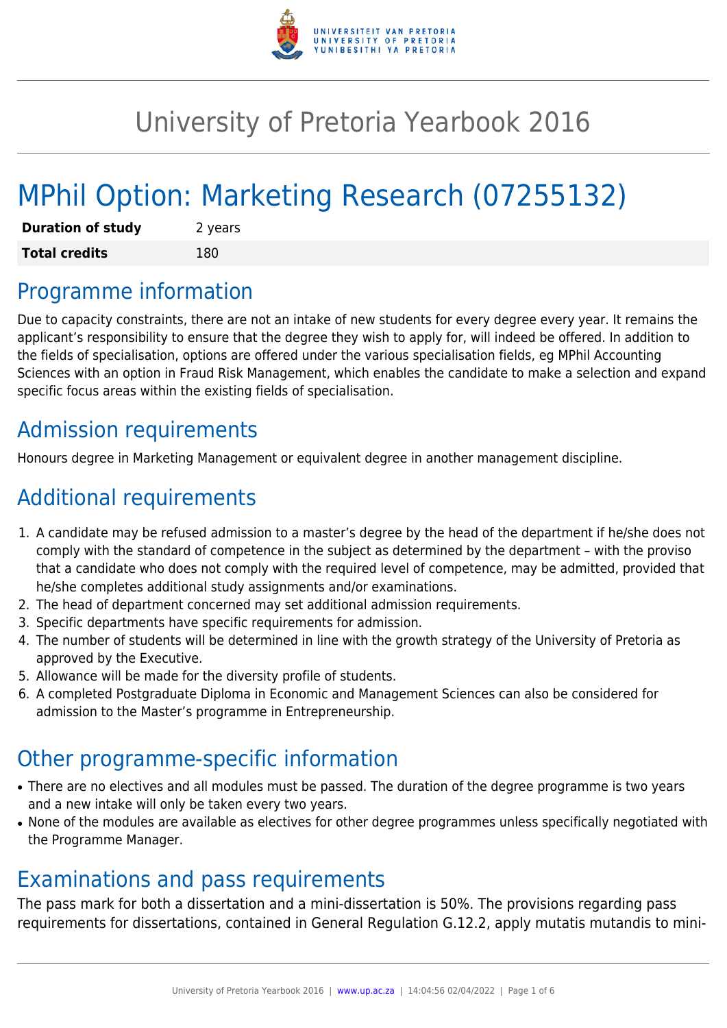# University of Pretoria Yearbook 2016

# MPhil Option: Marketing Research (07255132)

| **Duration of study** | 2 years |
| --- | --- |
| **Total credits** | 180 |

## Programme information

Due to capacity constraints, there are not an intake of new students for every degree every year. It remains the applicant's responsibility to ensure that the degree they wish to apply for, will indeed be offered. In addition to the fields of specialisation, options are offered under the various specialisation fields, eg MPhil Accounting Sciences with an option in Fraud Risk Management, which enables the candidate to make a selection and expand specific focus areas within the existing fields of specialisation.

## Admission requirements

Honours degree in Marketing Management or equivalent degree in another management discipline.

## Additional requirements

1. A candidate may be refused admission to a master's degree by the head of the department if he/she does not comply with the standard of competence in the subject as determined by the department – with the proviso that a candidate who does not comply with the required level of competence, may be admitted, provided that he/she completes additional study assignments and/or examinations.
2. The head of department concerned may set additional admission requirements.
3. Specific departments have specific requirements for admission.
4. The number of students will be determined in line with the growth strategy of the University of Pretoria as approved by the Executive.
5. Allowance will be made for the diversity profile of students.
6. A completed Postgraduate Diploma in Economic and Management Sciences can also be considered for admission to the Master's programme in Entrepreneurship.

## Other programme-specific information

- There are no electives and all modules must be passed. The duration of the degree programme is two years and a new intake will only be taken every two years.
- None of the modules are available as electives for other degree programmes unless specifically negotiated with the Programme Manager.

## Examinations and pass requirements

The pass mark for both a dissertation and a mini-dissertation is 50%. The provisions regarding pass requirements for dissertations, contained in General Regulation G.12.2, apply mutatis mutandis to mini-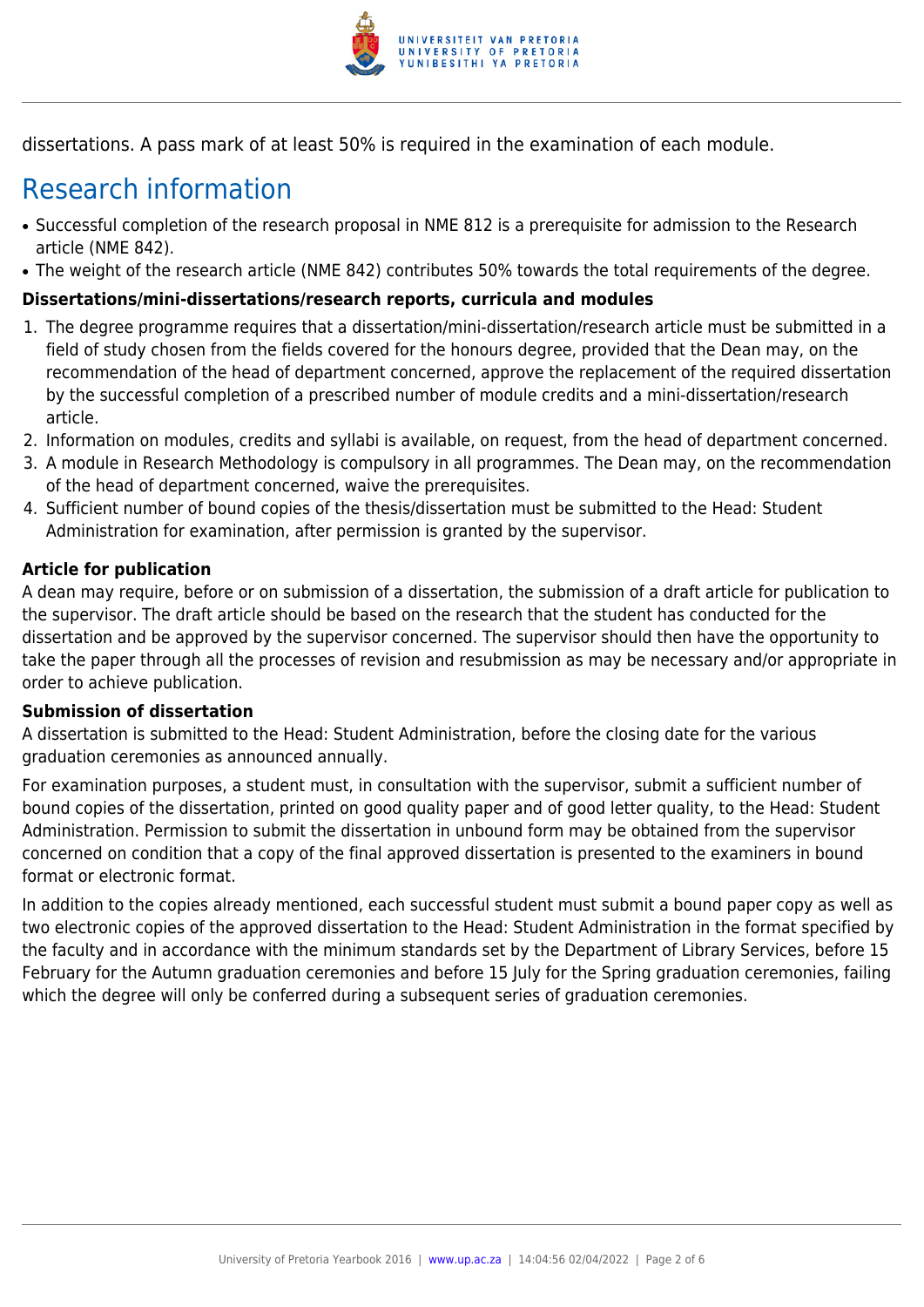dissertations. A pass mark of at least 50% is required in the examination of each module.

## Research information

- Successful completion of the research proposal in NME 812 is a prerequisite for admission to the Research article (NME 842).
- The weight of the research article (NME 842) contributes 50% towards the total requirements of the degree.

**Dissertations/mini-dissertations/research reports, curricula and modules**

1. The degree programme requires that a dissertation/mini-dissertation/research article must be submitted in a field of study chosen from the fields covered for the honours degree, provided that the Dean may, on the recommendation of the head of department concerned, approve the replacement of the required dissertation by the successful completion of a prescribed number of module credits and a mini-dissertation/research article.
2. Information on modules, credits and syllabi is available, on request, from the head of department concerned.
3. A module in Research Methodology is compulsory in all programmes. The Dean may, on the recommendation of the head of department concerned, waive the prerequisites.
4. Sufficient number of bound copies of the thesis/dissertation must be submitted to the Head: Student Administration for examination, after permission is granted by the supervisor.

**Article for publication**

A dean may require, before or on submission of a dissertation, the submission of a draft article for publication to the supervisor. The draft article should be based on the research that the student has conducted for the dissertation and be approved by the supervisor concerned. The supervisor should then have the opportunity to take the paper through all the processes of revision and resubmission as may be necessary and/or appropriate in order to achieve publication.

**Submission of dissertation**

A dissertation is submitted to the Head: Student Administration, before the closing date for the various graduation ceremonies as announced annually.

For examination purposes, a student must, in consultation with the supervisor, submit a sufficient number of bound copies of the dissertation, printed on good quality paper and of good letter quality, to the Head: Student Administration. Permission to submit the dissertation in unbound form may be obtained from the supervisor concerned on condition that a copy of the final approved dissertation is presented to the examiners in bound format or electronic format.

In addition to the copies already mentioned, each successful student must submit a bound paper copy as well as two electronic copies of the approved dissertation to the Head: Student Administration in the format specified by the faculty and in accordance with the minimum standards set by the Department of Library Services, before 15 February for the Autumn graduation ceremonies and before 15 July for the Spring graduation ceremonies, failing which the degree will only be conferred during a subsequent series of graduation ceremonies.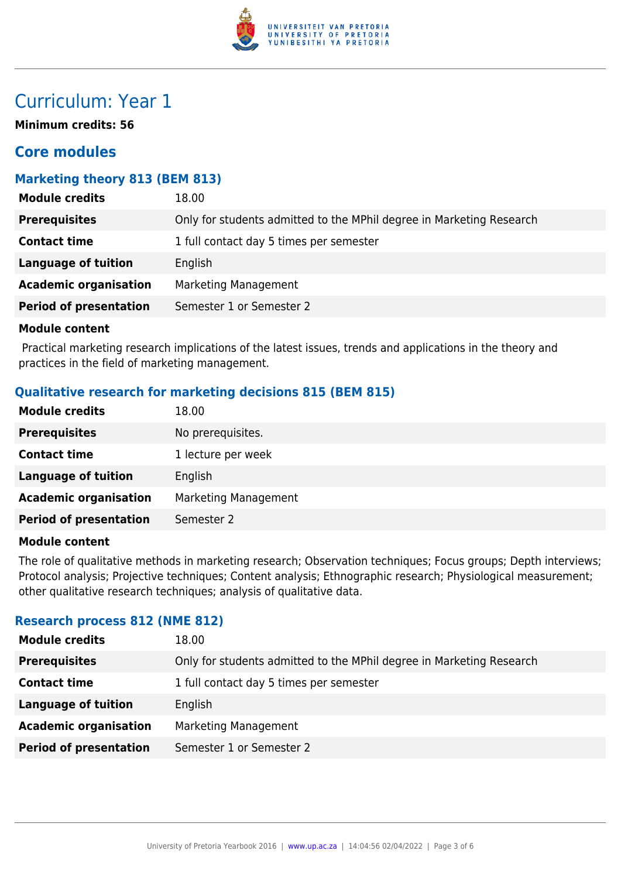# Curriculum: Year 1

**Minimum credits: 56**

## Core modules

### Marketing theory 813 (BEM 813)

| | |
|---|---|
| **Module credits** | 18.00 |
| **Prerequisites** | Only for students admitted to the MPhil degree in Marketing Research |
| **Contact time** | 1 full contact day 5 times per semester |
| **Language of tuition** | English |
| **Academic organisation** | Marketing Management |
| **Period of presentation** | Semester 1 or Semester 2 |

**Module content**

Practical marketing research implications of the latest issues, trends and applications in the theory and practices in the field of marketing management.

### Qualitative research for marketing decisions 815 (BEM 815)

| | |
|---|---|
| **Module credits** | 18.00 |
| **Prerequisites** | No prerequisites. |
| **Contact time** | 1 lecture per week |
| **Language of tuition** | English |
| **Academic organisation** | Marketing Management |
| **Period of presentation** | Semester 2 |

**Module content**

The role of qualitative methods in marketing research; Observation techniques; Focus groups; Depth interviews; Protocol analysis; Projective techniques; Content analysis; Ethnographic research; Physiological measurement; other qualitative research techniques; analysis of qualitative data.

### Research process 812 (NME 812)

| | |
|---|---|
| **Module credits** | 18.00 |
| **Prerequisites** | Only for students admitted to the MPhil degree in Marketing Research |
| **Contact time** | 1 full contact day 5 times per semester |
| **Language of tuition** | English |
| **Academic organisation** | Marketing Management |
| **Period of presentation** | Semester 1 or Semester 2 |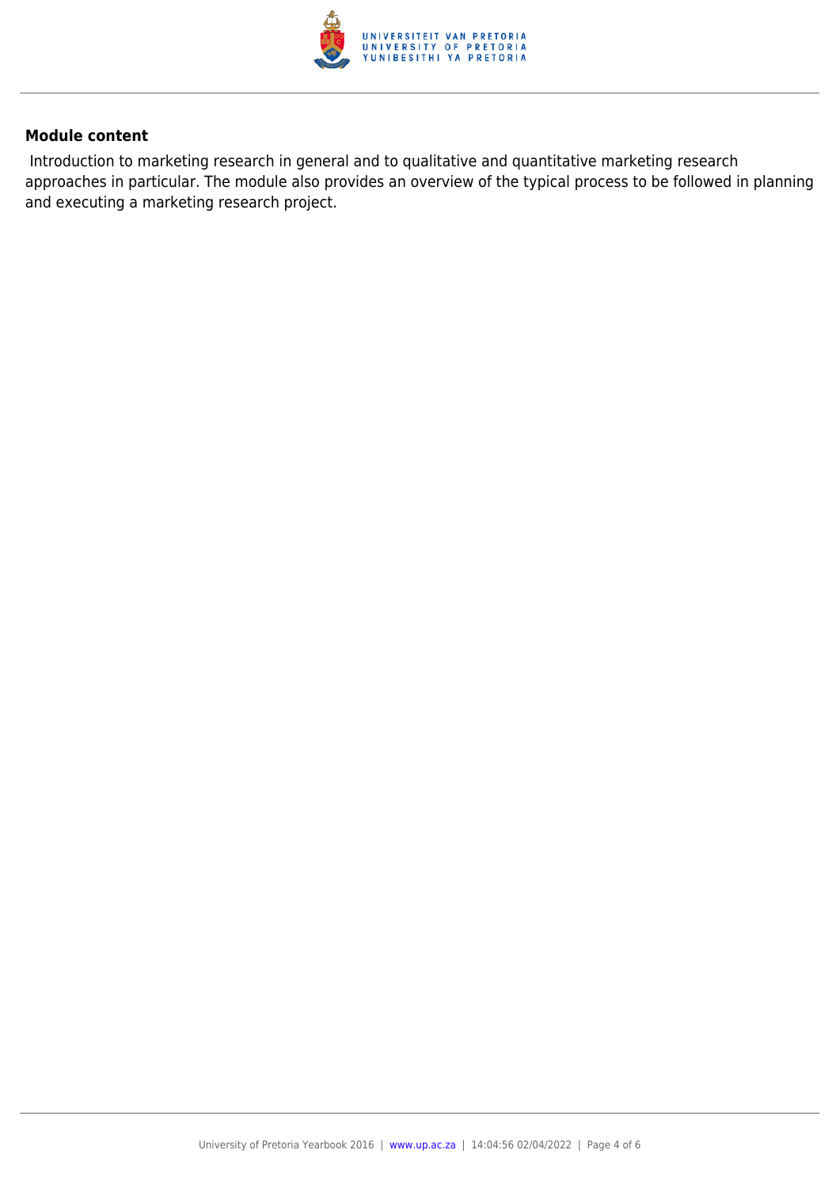**Module content**

Introduction to marketing research in general and to qualitative and quantitative marketing research approaches in particular. The module also provides an overview of the typical process to be followed in planning and executing a marketing research project.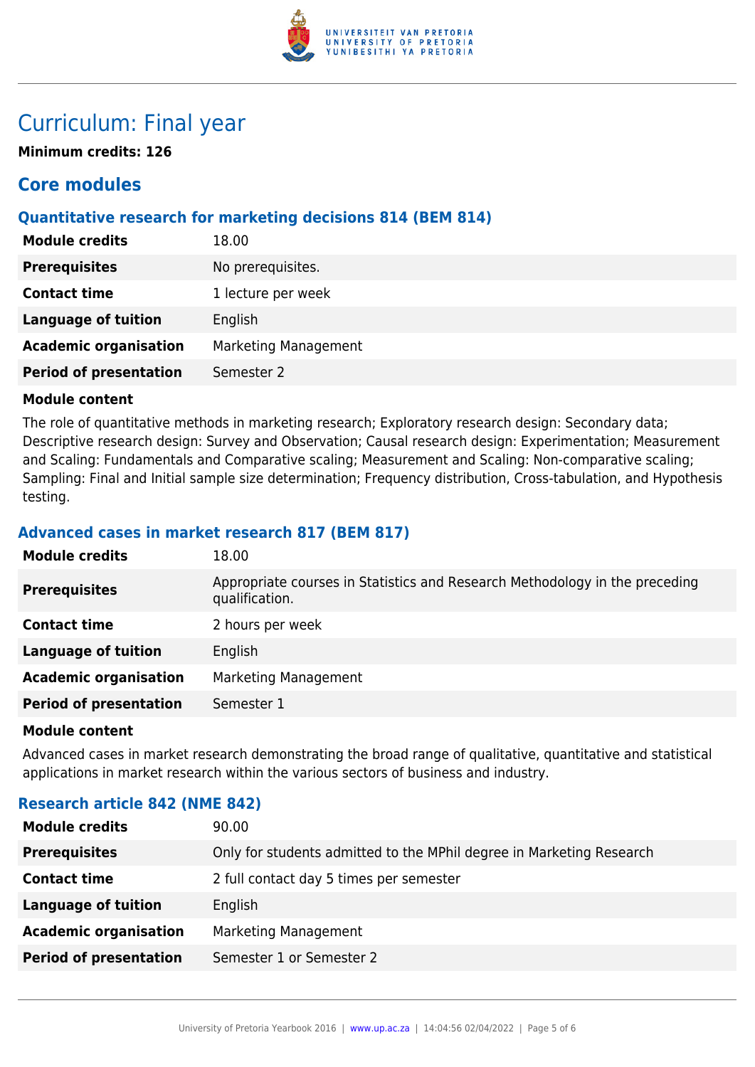# Curriculum: Final year

**Minimum credits: 126**

## Core modules

### Quantitative research for marketing decisions 814 (BEM 814)

| | |
|---|---|
| **Module credits** | 18.00 |
| **Prerequisites** | No prerequisites. |
| **Contact time** | 1 lecture per week |
| **Language of tuition** | English |
| **Academic organisation** | Marketing Management |
| **Period of presentation** | Semester 2 |

**Module content**

The role of quantitative methods in marketing research; Exploratory research design: Secondary data; Descriptive research design: Survey and Observation; Causal research design: Experimentation; Measurement and Scaling: Fundamentals and Comparative scaling; Measurement and Scaling: Non-comparative scaling; Sampling: Final and Initial sample size determination; Frequency distribution, Cross-tabulation, and Hypothesis testing.

### Advanced cases in market research 817 (BEM 817)

| | |
|---|---|
| **Module credits** | 18.00 |
| **Prerequisites** | Appropriate courses in Statistics and Research Methodology in the preceding qualification. |
| **Contact time** | 2 hours per week |
| **Language of tuition** | English |
| **Academic organisation** | Marketing Management |
| **Period of presentation** | Semester 1 |

**Module content**

Advanced cases in market research demonstrating the broad range of qualitative, quantitative and statistical applications in market research within the various sectors of business and industry.

### Research article 842 (NME 842)

| | |
|---|---|
| **Module credits** | 90.00 |
| **Prerequisites** | Only for students admitted to the MPhil degree in Marketing Research |
| **Contact time** | 2 full contact day 5 times per semester |
| **Language of tuition** | English |
| **Academic organisation** | Marketing Management |
| **Period of presentation** | Semester 1 or Semester 2 |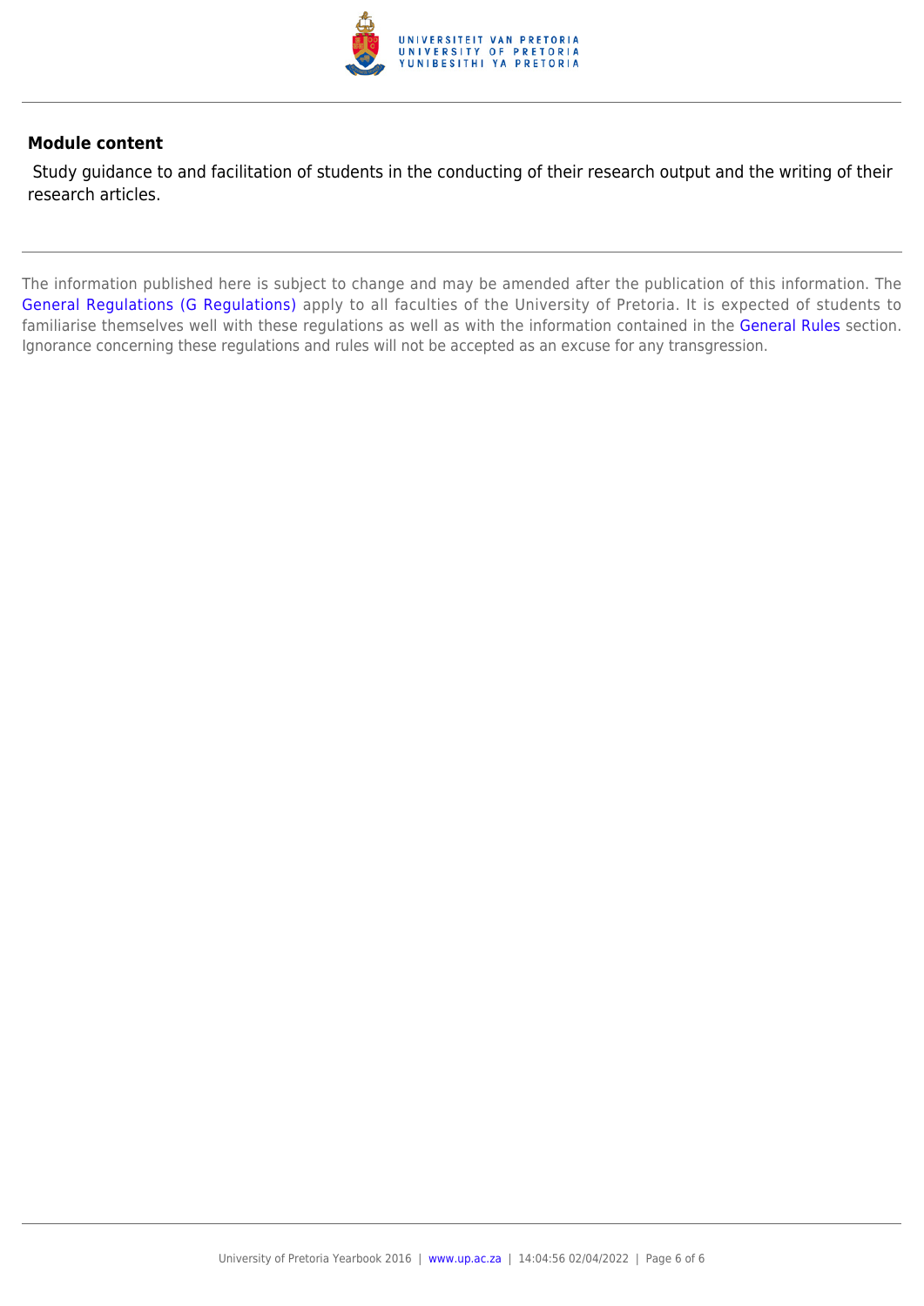**Module content**

Study guidance to and facilitation of students in the conducting of their research output and the writing of their research articles.

The information published here is subject to change and may be amended after the publication of this information. The General Regulations (G Regulations) apply to all faculties of the University of Pretoria. It is expected of students to familiarise themselves well with these regulations as well as with the information contained in the General Rules section. Ignorance concerning these regulations and rules will not be accepted as an excuse for any transgression.